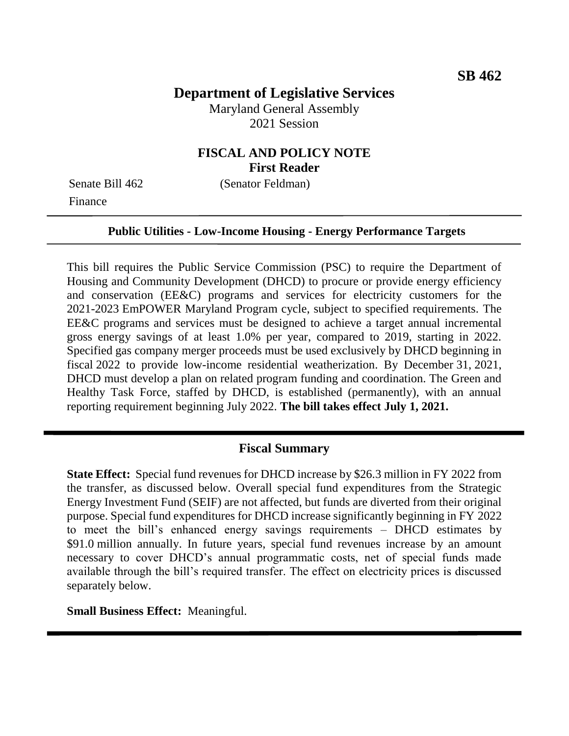**SB 462**

# Department of Legislative Services

Maryland General Assembly
2021 Session

## FISCAL AND POLICY NOTE
**First Reader**

Senate Bill 462 (Senator Feldman)
Finance

---

**Public Utilities - Low-Income Housing - Energy Performance Targets**

---

This bill requires the Public Service Commission (PSC) to require the Department of Housing and Community Development (DHCD) to procure or provide energy efficiency and conservation (EE&C) programs and services for electricity customers for the 2021-2023 EmPOWER Maryland Program cycle, subject to specified requirements. The EE&C programs and services must be designed to achieve a target annual incremental gross energy savings of at least 1.0% per year, compared to 2019, starting in 2022. Specified gas company merger proceeds must be used exclusively by DHCD beginning in fiscal 2022 to provide low-income residential weatherization. By December 31, 2021, DHCD must develop a plan on related program funding and coordination. The Green and Healthy Task Force, staffed by DHCD, is established (permanently), with an annual reporting requirement beginning July 2022. **The bill takes effect July 1, 2021.**

---

## Fiscal Summary

**State Effect:** Special fund revenues for DHCD increase by $26.3 million in FY 2022 from the transfer, as discussed below. Overall special fund expenditures from the Strategic Energy Investment Fund (SEIF) are not affected, but funds are diverted from their original purpose. Special fund expenditures for DHCD increase significantly beginning in FY 2022 to meet the bill's enhanced energy savings requirements – DHCD estimates by $91.0 million annually. In future years, special fund revenues increase by an amount necessary to cover DHCD's annual programmatic costs, net of special funds made available through the bill's required transfer. The effect on electricity prices is discussed separately below.

**Small Business Effect:** Meaningful.

---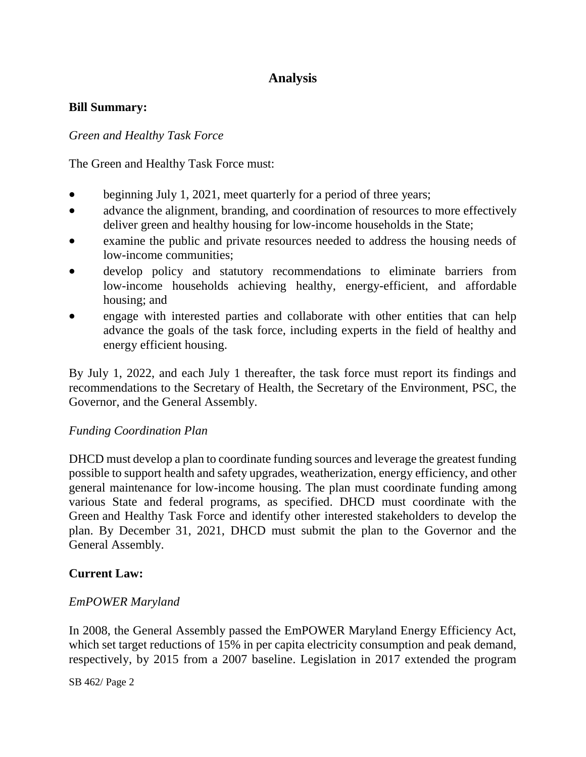## Analysis

**Bill Summary:**

*Green and Healthy Task Force*

The Green and Healthy Task Force must:

- beginning July 1, 2021, meet quarterly for a period of three years;
- advance the alignment, branding, and coordination of resources to more effectively deliver green and healthy housing for low-income households in the State;
- examine the public and private resources needed to address the housing needs of low-income communities;
- develop policy and statutory recommendations to eliminate barriers from low-income households achieving healthy, energy-efficient, and affordable housing; and
- engage with interested parties and collaborate with other entities that can help advance the goals of the task force, including experts in the field of healthy and energy efficient housing.

By July 1, 2022, and each July 1 thereafter, the task force must report its findings and recommendations to the Secretary of Health, the Secretary of the Environment, PSC, the Governor, and the General Assembly.

*Funding Coordination Plan*

DHCD must develop a plan to coordinate funding sources and leverage the greatest funding possible to support health and safety upgrades, weatherization, energy efficiency, and other general maintenance for low-income housing. The plan must coordinate funding among various State and federal programs, as specified. DHCD must coordinate with the Green and Healthy Task Force and identify other interested stakeholders to develop the plan. By December 31, 2021, DHCD must submit the plan to the Governor and the General Assembly.

**Current Law:**

*EmPOWER Maryland*

In 2008, the General Assembly passed the EmPOWER Maryland Energy Efficiency Act, which set target reductions of 15% in per capita electricity consumption and peak demand, respectively, by 2015 from a 2007 baseline. Legislation in 2017 extended the program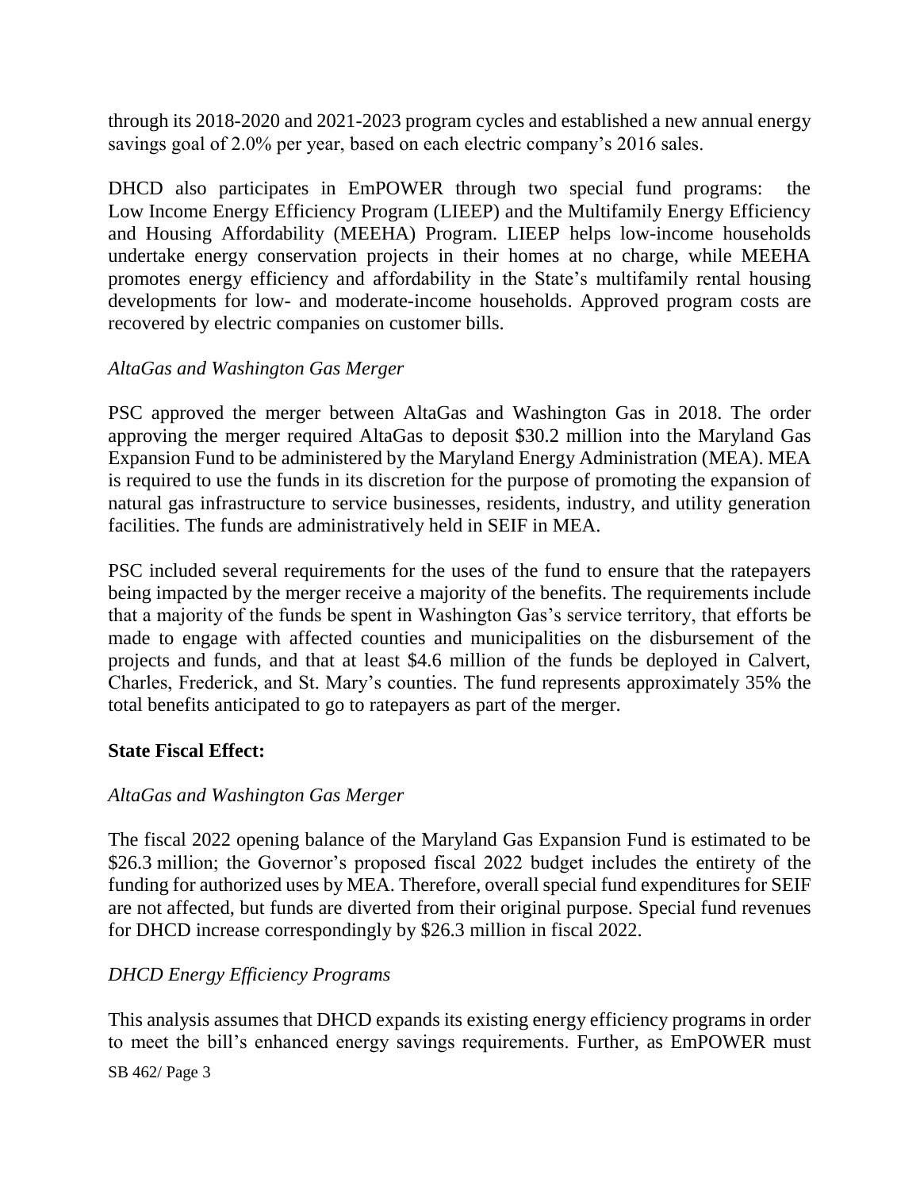through its 2018-2020 and 2021-2023 program cycles and established a new annual energy savings goal of 2.0% per year, based on each electric company's 2016 sales.

DHCD also participates in EmPOWER through two special fund programs: the Low Income Energy Efficiency Program (LIEEP) and the Multifamily Energy Efficiency and Housing Affordability (MEEHA) Program. LIEEP helps low-income households undertake energy conservation projects in their homes at no charge, while MEEHA promotes energy efficiency and affordability in the State's multifamily rental housing developments for low- and moderate-income households. Approved program costs are recovered by electric companies on customer bills.

*AltaGas and Washington Gas Merger*

PSC approved the merger between AltaGas and Washington Gas in 2018. The order approving the merger required AltaGas to deposit $30.2 million into the Maryland Gas Expansion Fund to be administered by the Maryland Energy Administration (MEA). MEA is required to use the funds in its discretion for the purpose of promoting the expansion of natural gas infrastructure to service businesses, residents, industry, and utility generation facilities. The funds are administratively held in SEIF in MEA.

PSC included several requirements for the uses of the fund to ensure that the ratepayers being impacted by the merger receive a majority of the benefits. The requirements include that a majority of the funds be spent in Washington Gas's service territory, that efforts be made to engage with affected counties and municipalities on the disbursement of the projects and funds, and that at least $4.6 million of the funds be deployed in Calvert, Charles, Frederick, and St. Mary's counties. The fund represents approximately 35% the total benefits anticipated to go to ratepayers as part of the merger.

**State Fiscal Effect:**

*AltaGas and Washington Gas Merger*

The fiscal 2022 opening balance of the Maryland Gas Expansion Fund is estimated to be $26.3 million; the Governor's proposed fiscal 2022 budget includes the entirety of the funding for authorized uses by MEA. Therefore, overall special fund expenditures for SEIF are not affected, but funds are diverted from their original purpose. Special fund revenues for DHCD increase correspondingly by $26.3 million in fiscal 2022.

*DHCD Energy Efficiency Programs*

This analysis assumes that DHCD expands its existing energy efficiency programs in order to meet the bill's enhanced energy savings requirements. Further, as EmPOWER must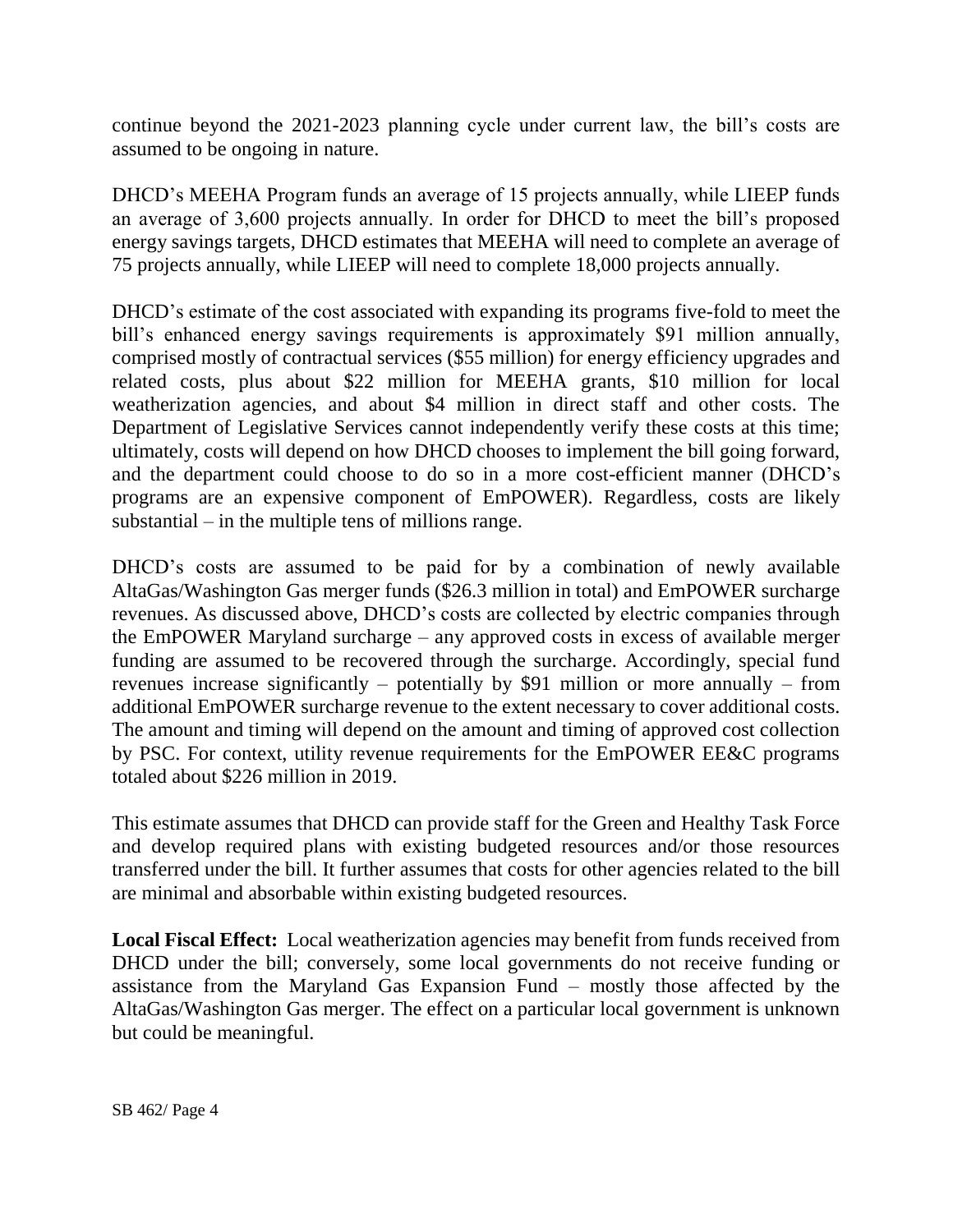continue beyond the 2021-2023 planning cycle under current law, the bill's costs are assumed to be ongoing in nature.

DHCD's MEEHA Program funds an average of 15 projects annually, while LIEEP funds an average of 3,600 projects annually. In order for DHCD to meet the bill's proposed energy savings targets, DHCD estimates that MEEHA will need to complete an average of 75 projects annually, while LIEEP will need to complete 18,000 projects annually.

DHCD's estimate of the cost associated with expanding its programs five-fold to meet the bill's enhanced energy savings requirements is approximately $91 million annually, comprised mostly of contractual services ($55 million) for energy efficiency upgrades and related costs, plus about $22 million for MEEHA grants, $10 million for local weatherization agencies, and about $4 million in direct staff and other costs. The Department of Legislative Services cannot independently verify these costs at this time; ultimately, costs will depend on how DHCD chooses to implement the bill going forward, and the department could choose to do so in a more cost-efficient manner (DHCD's programs are an expensive component of EmPOWER). Regardless, costs are likely substantial – in the multiple tens of millions range.

DHCD's costs are assumed to be paid for by a combination of newly available AltaGas/Washington Gas merger funds ($26.3 million in total) and EmPOWER surcharge revenues. As discussed above, DHCD's costs are collected by electric companies through the EmPOWER Maryland surcharge – any approved costs in excess of available merger funding are assumed to be recovered through the surcharge. Accordingly, special fund revenues increase significantly – potentially by $91 million or more annually – from additional EmPOWER surcharge revenue to the extent necessary to cover additional costs. The amount and timing will depend on the amount and timing of approved cost collection by PSC. For context, utility revenue requirements for the EmPOWER EE&C programs totaled about $226 million in 2019.

This estimate assumes that DHCD can provide staff for the Green and Healthy Task Force and develop required plans with existing budgeted resources and/or those resources transferred under the bill. It further assumes that costs for other agencies related to the bill are minimal and absorbable within existing budgeted resources.

**Local Fiscal Effect:** Local weatherization agencies may benefit from funds received from DHCD under the bill; conversely, some local governments do not receive funding or assistance from the Maryland Gas Expansion Fund – mostly those affected by the AltaGas/Washington Gas merger. The effect on a particular local government is unknown but could be meaningful.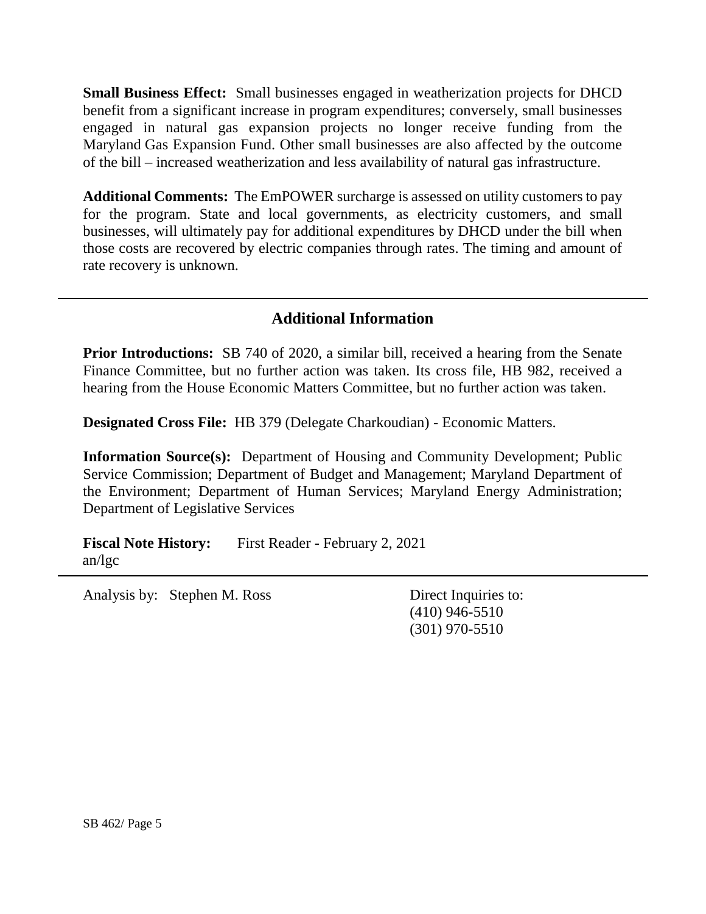**Small Business Effect:** Small businesses engaged in weatherization projects for DHCD benefit from a significant increase in program expenditures; conversely, small businesses engaged in natural gas expansion projects no longer receive funding from the Maryland Gas Expansion Fund. Other small businesses are also affected by the outcome of the bill – increased weatherization and less availability of natural gas infrastructure.

**Additional Comments:** The EmPOWER surcharge is assessed on utility customers to pay for the program. State and local governments, as electricity customers, and small businesses, will ultimately pay for additional expenditures by DHCD under the bill when those costs are recovered by electric companies through rates. The timing and amount of rate recovery is unknown.

---

## Additional Information

**Prior Introductions:** SB 740 of 2020, a similar bill, received a hearing from the Senate Finance Committee, but no further action was taken. Its cross file, HB 982, received a hearing from the House Economic Matters Committee, but no further action was taken.

**Designated Cross File:** HB 379 (Delegate Charkoudian) - Economic Matters.

**Information Source(s):** Department of Housing and Community Development; Public Service Commission; Department of Budget and Management; Maryland Department of the Environment; Department of Human Services; Maryland Energy Administration; Department of Legislative Services

**Fiscal Note History:** First Reader - February 2, 2021
an/lgc

---

Analysis by: Stephen M. Ross

Direct Inquiries to:
(410) 946-5510
(301) 970-5510